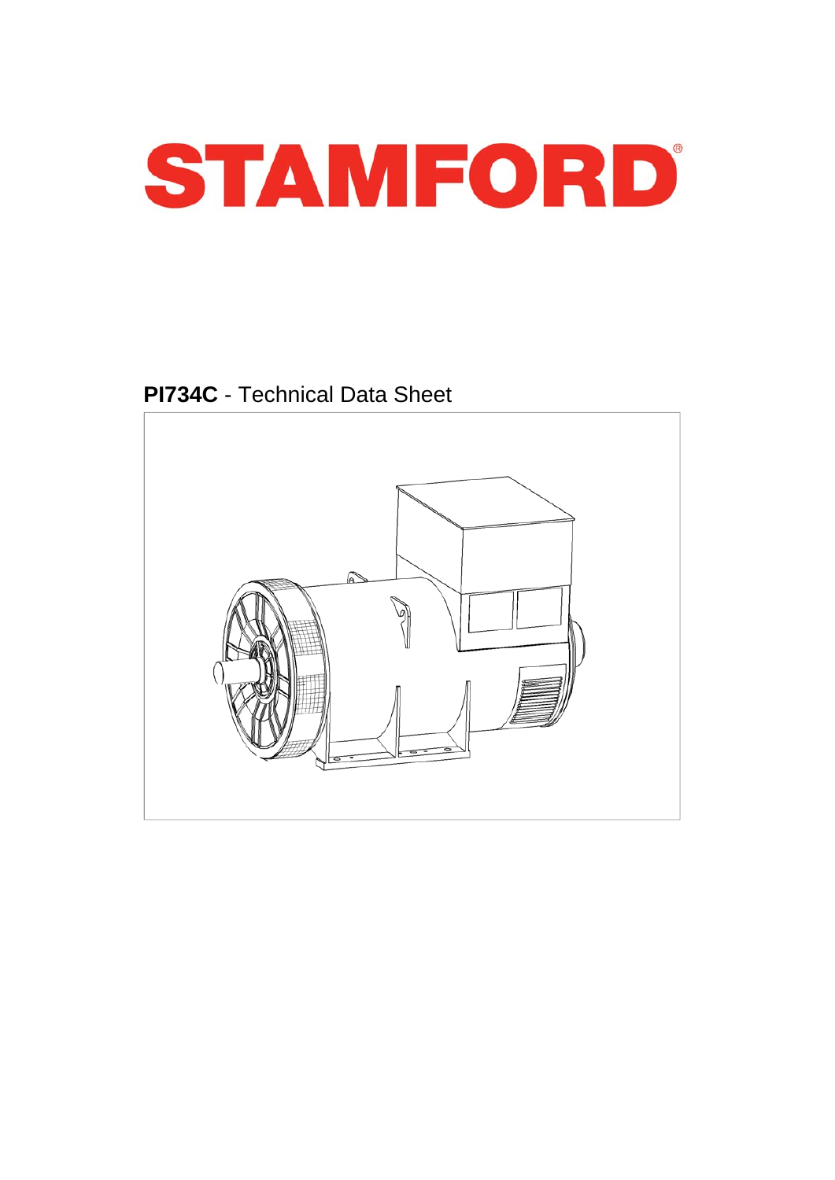# STAMFORD®

## **PI734C** - Technical Data Sheet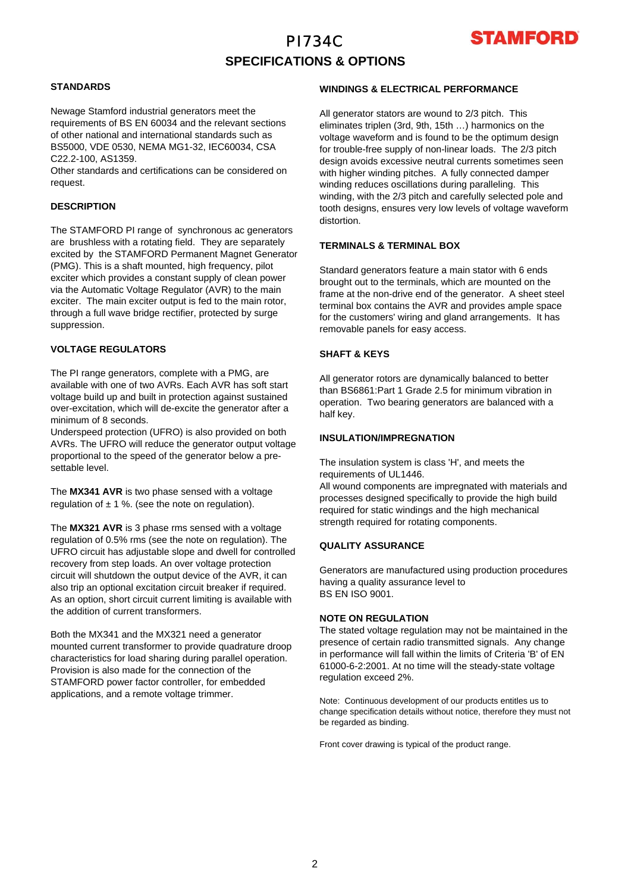# PI734C

## SPECIFICATIONS & OPTIONS

### STANDARDS

Newage Stamford industrial generators meet the requirements of BS EN 60034 and the relevant sections of other national and international standards such as BS5000, VDE 0530, NEMA MG1-32, IEC60034, CSA C22.2-100, AS1359.
Other standards and certifications can be considered on request.

### DESCRIPTION

The STAMFORD PI range of synchronous ac generators are brushless with a rotating field. They are separately excited by the STAMFORD Permanent Magnet Generator (PMG). This is a shaft mounted, high frequency, pilot exciter which provides a constant supply of clean power via the Automatic Voltage Regulator (AVR) to the main exciter. The main exciter output is fed to the main rotor, through a full wave bridge rectifier, protected by surge suppression.

### VOLTAGE REGULATORS

The PI range generators, complete with a PMG, are available with one of two AVRs. Each AVR has soft start voltage build up and built in protection against sustained over-excitation, which will de-excite the generator after a minimum of 8 seconds.
Underspeed protection (UFRO) is also provided on both AVRs. The UFRO will reduce the generator output voltage proportional to the speed of the generator below a pre-settable level.

The **MX341 AVR** is two phase sensed with a voltage regulation of ± 1 %. (see the note on regulation).

The **MX321 AVR** is 3 phase rms sensed with a voltage regulation of 0.5% rms (see the note on regulation). The UFRO circuit has adjustable slope and dwell for controlled recovery from step loads. An over voltage protection circuit will shutdown the output device of the AVR, it can also trip an optional excitation circuit breaker if required. As an option, short circuit current limiting is available with the addition of current transformers.

Both the MX341 and the MX321 need a generator mounted current transformer to provide quadrature droop characteristics for load sharing during parallel operation. Provision is also made for the connection of the STAMFORD power factor controller, for embedded applications, and a remote voltage trimmer.

### WINDINGS & ELECTRICAL PERFORMANCE

All generator stators are wound to 2/3 pitch. This eliminates triplen (3rd, 9th, 15th …) harmonics on the voltage waveform and is found to be the optimum design for trouble-free supply of non-linear loads. The 2/3 pitch design avoids excessive neutral currents sometimes seen with higher winding pitches. A fully connected damper winding reduces oscillations during paralleling. This winding, with the 2/3 pitch and carefully selected pole and tooth designs, ensures very low levels of voltage waveform distortion.

### TERMINALS & TERMINAL BOX

Standard generators feature a main stator with 6 ends brought out to the terminals, which are mounted on the frame at the non-drive end of the generator. A sheet steel terminal box contains the AVR and provides ample space for the customers' wiring and gland arrangements. It has removable panels for easy access.

### SHAFT & KEYS

All generator rotors are dynamically balanced to better than BS6861:Part 1 Grade 2.5 for minimum vibration in operation. Two bearing generators are balanced with a half key.

### INSULATION/IMPREGNATION

The insulation system is class 'H', and meets the requirements of UL1446.
All wound components are impregnated with materials and processes designed specifically to provide the high build required for static windings and the high mechanical strength required for rotating components.

### QUALITY ASSURANCE

Generators are manufactured using production procedures having a quality assurance level to BS EN ISO 9001.

### NOTE ON REGULATION

The stated voltage regulation may not be maintained in the presence of certain radio transmitted signals. Any change in performance will fall within the limits of Criteria 'B' of EN 61000-6-2:2001. At no time will the steady-state voltage regulation exceed 2%.

Note: Continuous development of our products entitles us to change specification details without notice, therefore they must not be regarded as binding.

Front cover drawing is typical of the product range.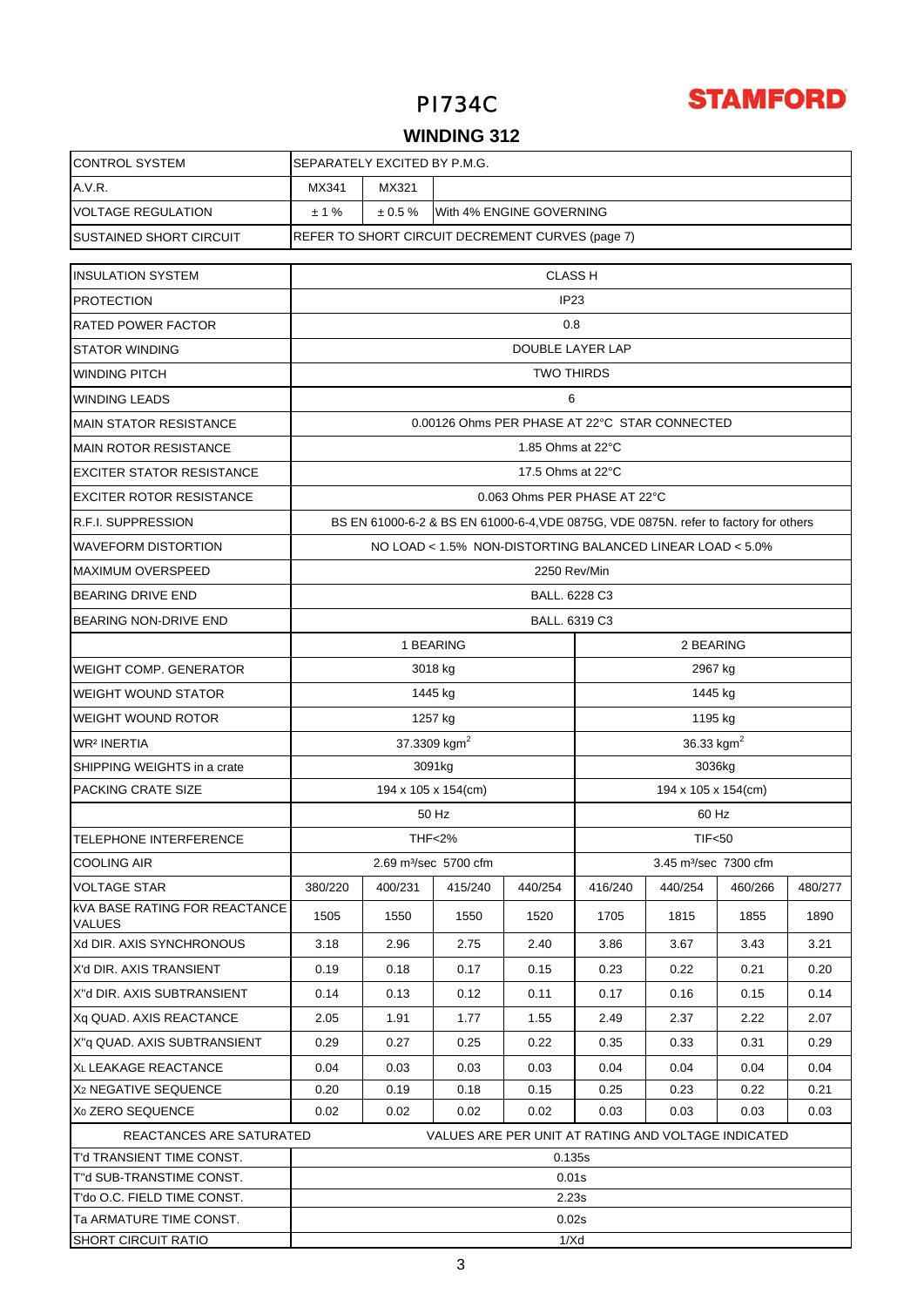# PI734C

**STAMFORD**

## WINDING 312

| | | | | | | | | |
|---|---|---|---|---|---|---|---|---|
| CONTROL SYSTEM | SEPARATELY EXCITED BY P.M.G. | | | | | | | |
| A.V.R. | MX341 | MX321 | | | | | | |
| VOLTAGE REGULATION | ± 1 % | ± 0.5 % | With 4% ENGINE GOVERNING | | | | | |
| SUSTAINED SHORT CIRCUIT | REFER TO SHORT CIRCUIT DECREMENT CURVES (page 7) | | | | | | | |

| | | | | | | | | |
|---|---|---|---|---|---|---|---|---|
| INSULATION SYSTEM | CLASS H | | | | | | | |
| PROTECTION | IP23 | | | | | | | |
| RATED POWER FACTOR | 0.8 | | | | | | | |
| STATOR WINDING | DOUBLE LAYER LAP | | | | | | | |
| WINDING PITCH | TWO THIRDS | | | | | | | |
| WINDING LEADS | 6 | | | | | | | |
| MAIN STATOR RESISTANCE | 0.00126 Ohms PER PHASE AT 22°C STAR CONNECTED | | | | | | | |
| MAIN ROTOR RESISTANCE | 1.85 Ohms at 22°C | | | | | | | |
| EXCITER STATOR RESISTANCE | 17.5 Ohms at 22°C | | | | | | | |
| EXCITER ROTOR RESISTANCE | 0.063 Ohms PER PHASE AT 22°C | | | | | | | |
| R.F.I. SUPPRESSION | BS EN 61000-6-2 & BS EN 61000-6-4,VDE 0875G, VDE 0875N. refer to factory for others | | | | | | | |
| WAVEFORM DISTORTION | NO LOAD < 1.5% NON-DISTORTING BALANCED LINEAR LOAD < 5.0% | | | | | | | |
| MAXIMUM OVERSPEED | 2250 Rev/Min | | | | | | | |
| BEARING DRIVE END | BALL. 6228 C3 | | | | | | | |
| BEARING NON-DRIVE END | BALL. 6319 C3 | | | | | | | |
| | 1 BEARING | | | | 2 BEARING | | | |
| WEIGHT COMP. GENERATOR | 3018 kg | | | | 2967 kg | | | |
| WEIGHT WOUND STATOR | 1445 kg | | | | 1445 kg | | | |
| WEIGHT WOUND ROTOR | 1257 kg | | | | 1195 kg | | | |
| $WR^2$ INERTIA | 37.3309 $kgm^2$ | | | | 36.33 $kgm^2$ | | | |
| SHIPPING WEIGHTS in a crate | 3091kg | | | | 3036kg | | | |
| PACKING CRATE SIZE | 194 x 105 x 154(cm) | | | | 194 x 105 x 154(cm) | | | |
| | 50 Hz | | | | 60 Hz | | | |
| TELEPHONE INTERFERENCE | THF<2% | | | | TIF<50 | | | |
| COOLING AIR | 2.69 $m^3$/sec 5700 cfm | | | | 3.45 $m^3$/sec 7300 cfm | | | |
| VOLTAGE STAR | 380/220 | 400/231 | 415/240 | 440/254 | 416/240 | 440/254 | 460/266 | 480/277 |
| kVA BASE RATING FOR REACTANCE VALUES | 1505 | 1550 | 1550 | 1520 | 1705 | 1815 | 1855 | 1890 |
| Xd DIR. AXIS SYNCHRONOUS | 3.18 | 2.96 | 2.75 | 2.40 | 3.86 | 3.67 | 3.43 | 3.21 |
| X'd DIR. AXIS TRANSIENT | 0.19 | 0.18 | 0.17 | 0.15 | 0.23 | 0.22 | 0.21 | 0.20 |
| X''d DIR. AXIS SUBTRANSIENT | 0.14 | 0.13 | 0.12 | 0.11 | 0.17 | 0.16 | 0.15 | 0.14 |
| Xq QUAD. AXIS REACTANCE | 2.05 | 1.91 | 1.77 | 1.55 | 2.49 | 2.37 | 2.22 | 2.07 |
| X''q QUAD. AXIS SUBTRANSIENT | 0.29 | 0.27 | 0.25 | 0.22 | 0.35 | 0.33 | 0.31 | 0.29 |
| $X_L$ LEAKAGE REACTANCE | 0.04 | 0.03 | 0.03 | 0.03 | 0.04 | 0.04 | 0.04 | 0.04 |
| $X_2$ NEGATIVE SEQUENCE | 0.20 | 0.19 | 0.18 | 0.15 | 0.25 | 0.23 | 0.22 | 0.21 |
| $X_0$ ZERO SEQUENCE | 0.02 | 0.02 | 0.02 | 0.02 | 0.03 | 0.03 | 0.03 | 0.03 |
| REACTANCES ARE SATURATED | VALUES ARE PER UNIT AT RATING AND VOLTAGE INDICATED | | | | | | | |
| T'd TRANSIENT TIME CONST. | 0.135s | | | | | | | |
| T''d SUB-TRANSTIME CONST. | 0.01s | | | | | | | |
| T'do O.C. FIELD TIME CONST. | 2.23s | | | | | | | |
| Ta ARMATURE TIME CONST. | 0.02s | | | | | | | |
| SHORT CIRCUIT RATIO | 1/Xd | | | | | | | |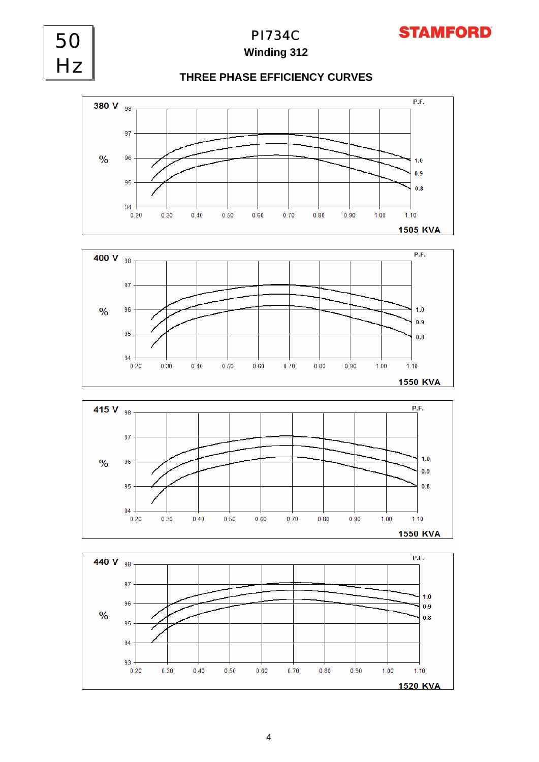50 Hz

# PI734C

**Winding 312**

## THREE PHASE EFFICIENCY CURVES

**380 V**

% | 98, 97, 96, 95, 94

P.F. 1.0, 0.9, 0.8

0.20 0.30 0.40 0.50 0.60 0.70 0.80 0.90 1.00 1.10

**1505 KVA**

**400 V**

% | 98, 97, 96, 95, 94

P.F. 1.0, 0.9, 0.8

0.20 0.30 0.40 0.50 0.60 0.70 0.80 0.90 1.00 1.10

**1550 KVA**

**415 V**

% | 98, 97, 96, 95, 94

P.F. 1.0, 0.9, 0.8

0.20 0.30 0.40 0.50 0.60 0.70 0.80 0.90 1.00 1.10

**1550 KVA**

**440 V**

% | 98, 97, 96, 95, 94, 93

P.F. 1.0, 0.9, 0.8

0.20 0.30 0.40 0.50 0.60 0.70 0.80 0.90 1.00 1.10

**1520 KVA**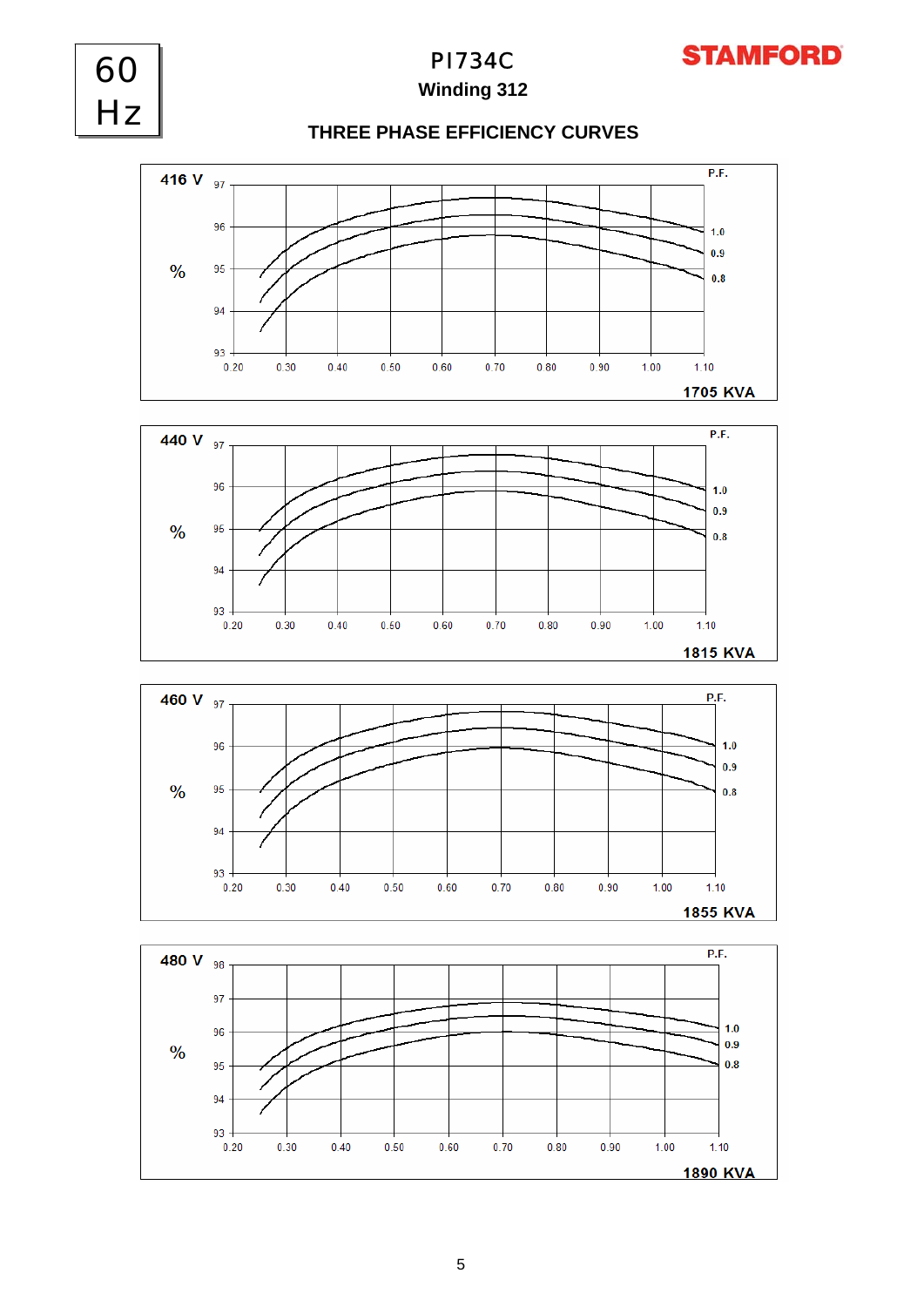60 Hz

# PI734C

## Winding 312

### THREE PHASE EFFICIENCY CURVES

416 V

%

97
96
95
94
93

0.20 0.30 0.40 0.50 0.60 0.70 0.80 0.90 1.00 1.10

P.F.
1.0
0.9
0.8

1705 KVA

440 V

%

97
96
95
94
93

0.20 0.30 0.40 0.50 0.60 0.70 0.80 0.90 1.00 1.10

P.F.
1.0
0.9
0.8

1815 KVA

460 V

%

97
96
95
94
93

0.20 0.30 0.40 0.50 0.60 0.70 0.80 0.90 1.00 1.10

P.F.
1.0
0.9
0.8

1855 KVA

480 V

%

98
97
96
95
94
93

0.20 0.30 0.40 0.50 0.60 0.70 0.80 0.90 1.00 1.10

P.F.
1.0
0.9
0.8

1890 KVA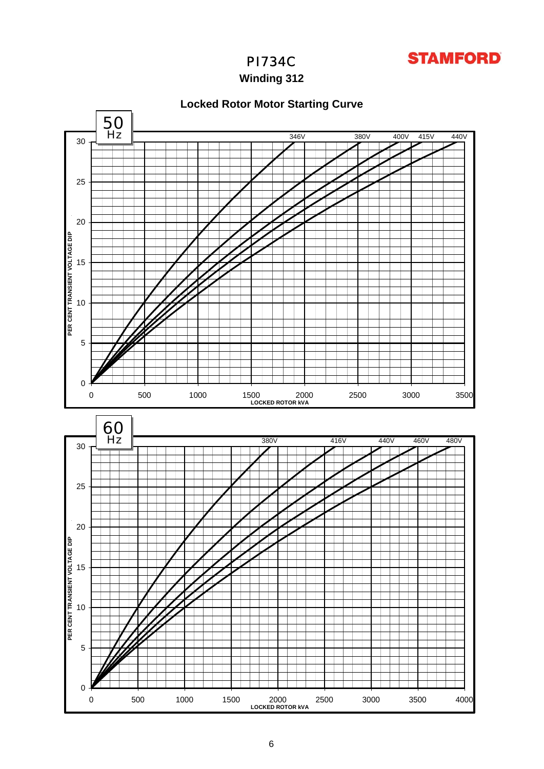# PI734C

## Winding 312

### Locked Rotor Motor Starting Curve

**50 Hz**

Curves: 346V, 380V, 400V, 415V, 440V

PER CENT TRANSIENT VOLTAGE DIP (0–30)

LOCKED ROTOR kVA (0–3500)

**60 Hz**

Curves: 380V, 416V, 440V, 460V, 480V

PER CENT TRANSIENT VOLTAGE DIP (0–30)

LOCKED ROTOR kVA (0–4000)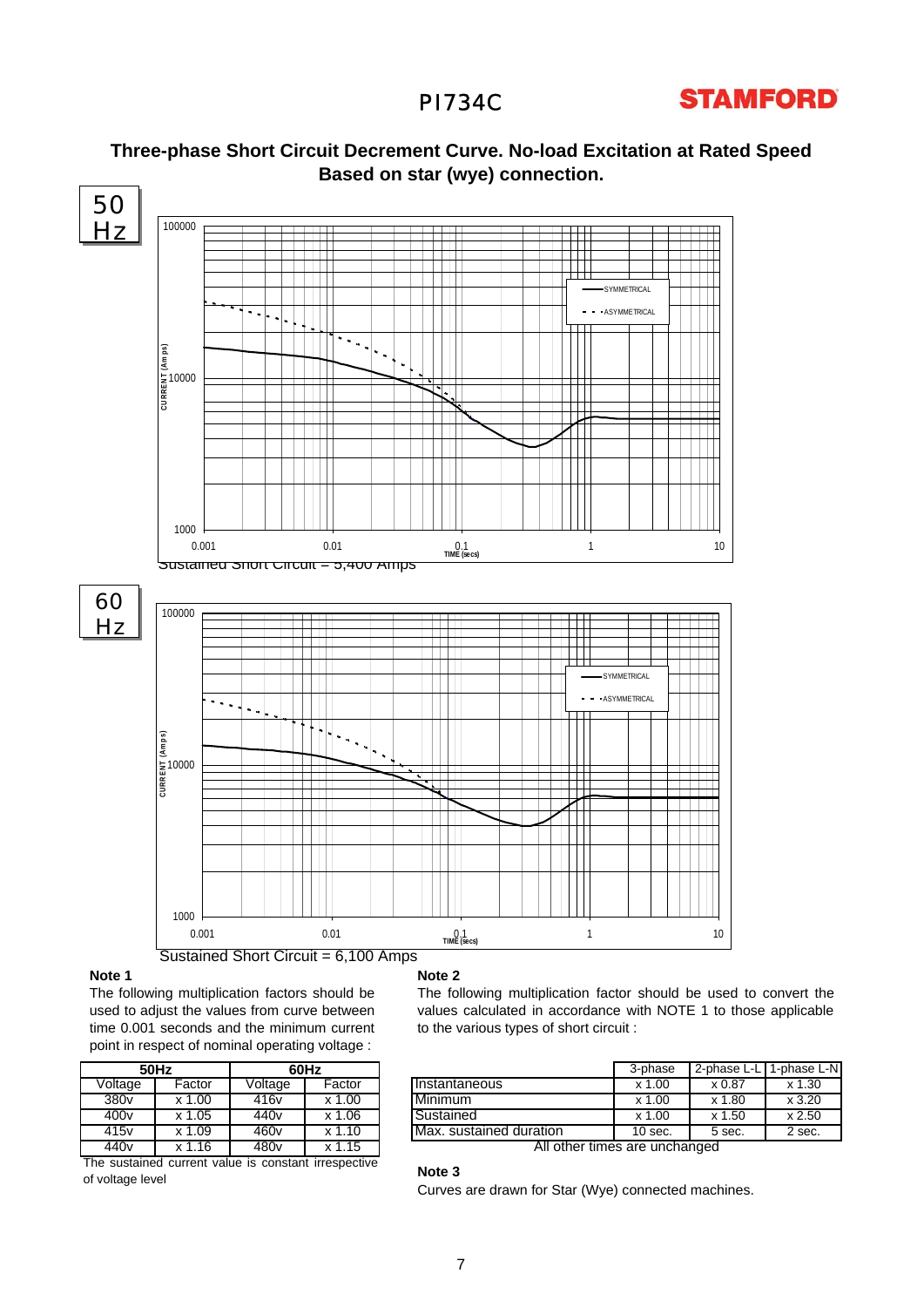PI734C

STAMFORD

## Three-phase Short Circuit Decrement Curve. No-load Excitation at Rated Speed
## Based on star (wye) connection.

50 Hz

Sustained Short Circuit = 5,400 Amps

60 Hz

Sustained Short Circuit = 6,100 Amps

**Note 1**

The following multiplication factors should be used to adjust the values from curve between time 0.001 seconds and the minimum current point in respect of nominal operating voltage :

| 50Hz | | 60Hz | |
|---|---|---|---|
| Voltage | Factor | Voltage | Factor |
| 380v | x 1.00 | 416v | x 1.00 |
| 400v | x 1.05 | 440v | x 1.06 |
| 415v | x 1.09 | 460v | x 1.10 |
| 440v | x 1.16 | 480v | x 1.15 |

The sustained current value is constant irrespective of voltage level

**Note 2**

The following multiplication factor should be used to convert the values calculated in accordance with NOTE 1 to those applicable to the various types of short circuit :

| | 3-phase | 2-phase L-L | 1-phase L-N |
|---|---|---|---|
| Instantaneous | x 1.00 | x 0.87 | x 1.30 |
| Minimum | x 1.00 | x 1.80 | x 3.20 |
| Sustained | x 1.00 | x 1.50 | x 2.50 |
| Max. sustained duration | 10 sec. | 5 sec. | 2 sec. |

All other times are unchanged

**Note 3**

Curves are drawn for Star (Wye) connected machines.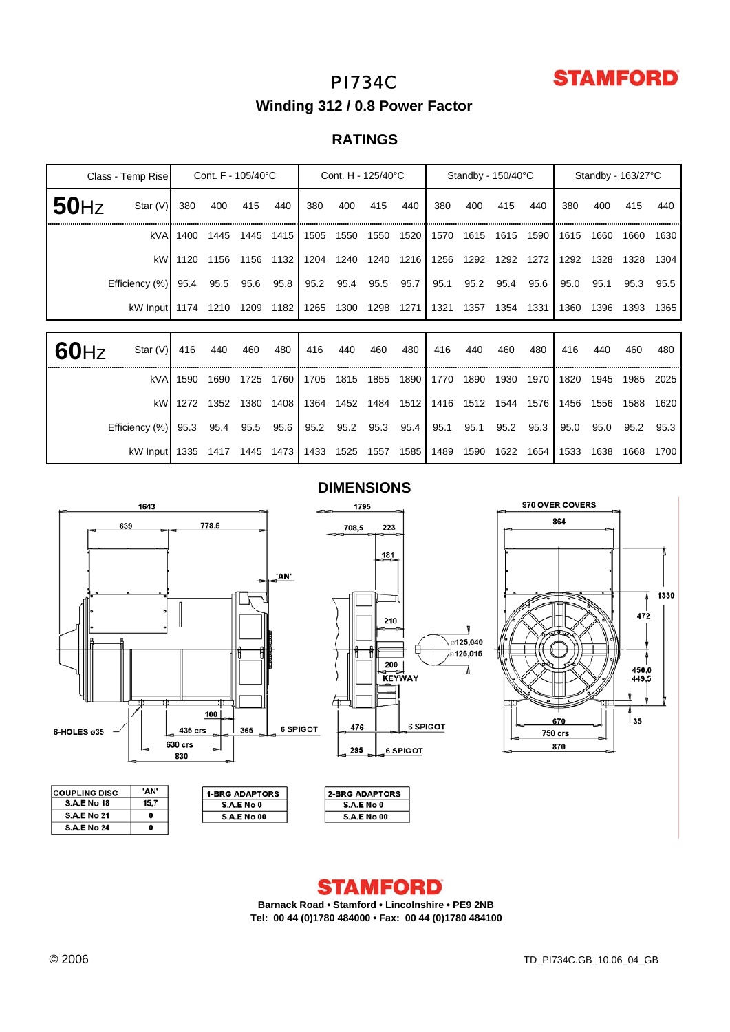# PI734C

**STAMFORD**

## Winding 312 / 0.8 Power Factor

## RATINGS

| Class - Temp Rise | Cont. F - 105/40°C | | | | Cont. H - 125/40°C | | | | Standby - 150/40°C | | | | Standby - 163/27°C | | | |
|---|---|---|---|---|---|---|---|---|---|---|---|---|---|---|---|---|
| **50Hz** Star (V) | 380 | 400 | 415 | 440 | 380 | 400 | 415 | 440 | 380 | 400 | 415 | 440 | 380 | 400 | 415 | 440 |
| kVA | 1400 | 1445 | 1445 | 1415 | 1505 | 1550 | 1550 | 1520 | 1570 | 1615 | 1615 | 1590 | 1615 | 1660 | 1660 | 1630 |
| kW | 1120 | 1156 | 1156 | 1132 | 1204 | 1240 | 1240 | 1216 | 1256 | 1292 | 1292 | 1272 | 1292 | 1328 | 1328 | 1304 |
| Efficiency (%) | 95.4 | 95.5 | 95.6 | 95.8 | 95.2 | 95.4 | 95.5 | 95.7 | 95.1 | 95.2 | 95.4 | 95.6 | 95.0 | 95.1 | 95.3 | 95.5 |
| kW Input | 1174 | 1210 | 1209 | 1182 | 1265 | 1300 | 1298 | 1271 | 1321 | 1357 | 1354 | 1331 | 1360 | 1396 | 1393 | 1365 |

| | | | | | | | | | | | | | | | | |
|---|---|---|---|---|---|---|---|---|---|---|---|---|---|---|---|---|
| **60Hz** Star (V) | 416 | 440 | 460 | 480 | 416 | 440 | 460 | 480 | 416 | 440 | 460 | 480 | 416 | 440 | 460 | 480 |
| kVA | 1590 | 1690 | 1725 | 1760 | 1705 | 1815 | 1855 | 1890 | 1770 | 1890 | 1930 | 1970 | 1820 | 1945 | 1985 | 2025 |
| kW | 1272 | 1352 | 1380 | 1408 | 1364 | 1452 | 1484 | 1512 | 1416 | 1512 | 1544 | 1576 | 1456 | 1556 | 1588 | 1620 |
| Efficiency (%) | 95.3 | 95.4 | 95.5 | 95.6 | 95.2 | 95.2 | 95.3 | 95.4 | 95.1 | 95.1 | 95.2 | 95.3 | 95.0 | 95.0 | 95.2 | 95.3 |
| kW Input | 1335 | 1417 | 1445 | 1473 | 1433 | 1525 | 1557 | 1585 | 1489 | 1590 | 1622 | 1654 | 1533 | 1638 | 1668 | 1700 |

## DIMENSIONS

1643
639
778.5
'AN'
6-HOLES ⌀35
100
435 crs
365
6 SPIGOT
630 crs
830

1795
708,5
223
181
210
200
KEYWAY
⌀125,040
⌀125,015
476
6 SPIGOT
295
6 SPIGOT

970 OVER COVERS
864
1330
472
450,0
449,5
35
670
750 crs
870

| COUPLING DISC | 'AN' |
|---|---|
| S.A.E No 18 | 15,7 |
| S.A.E No 21 | 0 |
| S.A.E No 24 | 0 |

| 1-BRG ADAPTORS |
|---|
| S.A.E No 0 |
| S.A.E No 00 |

| 2-BRG ADAPTORS |
|---|
| S.A.E No 0 |
| S.A.E No 00 |

**STAMFORD**

**Barnack Road • Stamford • Lincolnshire • PE9 2NB**
**Tel: 00 44 (0)1780 484000 • Fax: 00 44 (0)1780 484100**

© 2006

TD_PI734C.GB_10.06_04_GB